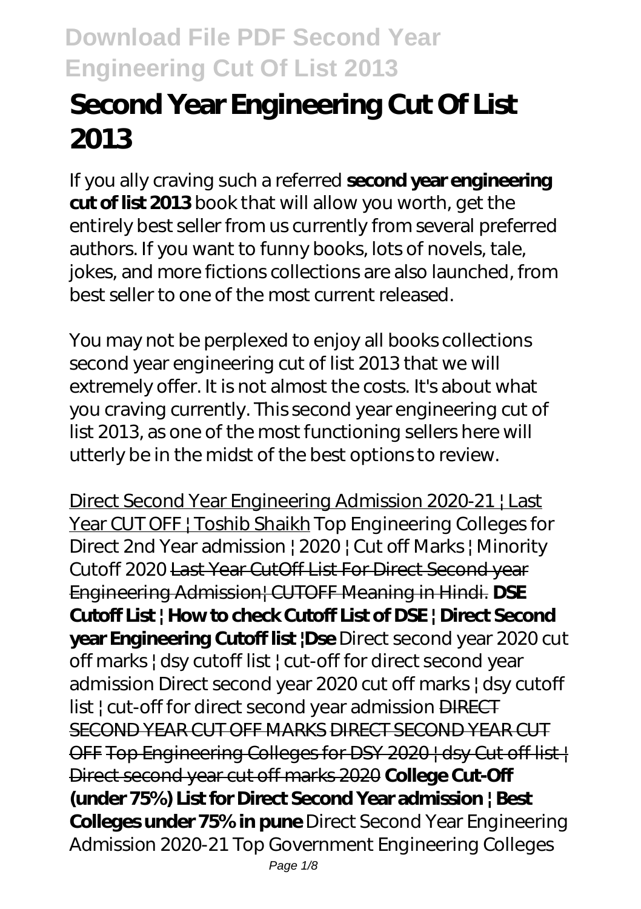# Second Year Engineering Cut Of List 2013

If you ally craving such a referred **second year engineering cut of list 2013** book that will allow you worth, get the entirely best seller from us currently from several preferred authors. If you want to funny books, lots of novels, tale, jokes, and more fictions collections are also launched, from best seller to one of the most current released.

You may not be perplexed to enjoy all books collections second year engineering cut of list 2013 that we will extremely offer. It is not almost the costs. It's about what you craving currently. This second year engineering cut of list 2013, as one of the most functioning sellers here will utterly be in the midst of the best options to review.

Direct Second Year Engineering Admission 2020-21 | Last Year CUT OFF | Toshib Shaikh *Top Engineering Colleges for Direct 2nd Year admission | 2020 | Cut off Marks | Minority Cutoff 2020* Last Year CutOff List For Direct Second year Engineering Admission| CUTOFF Meaning in Hindi. **DSE Cutoff List | How to check Cutoff List of DSE | Direct Second year Engineering Cutoff list |Dse** *Direct second year 2020 cut off marks | dsy cutoff list | cut-off for direct second year admission* *Direct second year 2020 cut off marks | dsy cutoff list | cut-off for direct second year admission* DIRECT SECOND YEAR CUT OFF MARKS DIRECT SECOND YEAR CUT OFF Top Engineering Colleges for DSY 2020 | dsy Cut off list | Direct second year cut off marks 2020 **College Cut-Off (under 75%) List for Direct Second Year admission | Best Colleges under 75% in pune** *Direct Second Year Engineering Admission 2020-21 Top Government Engineering Colleges*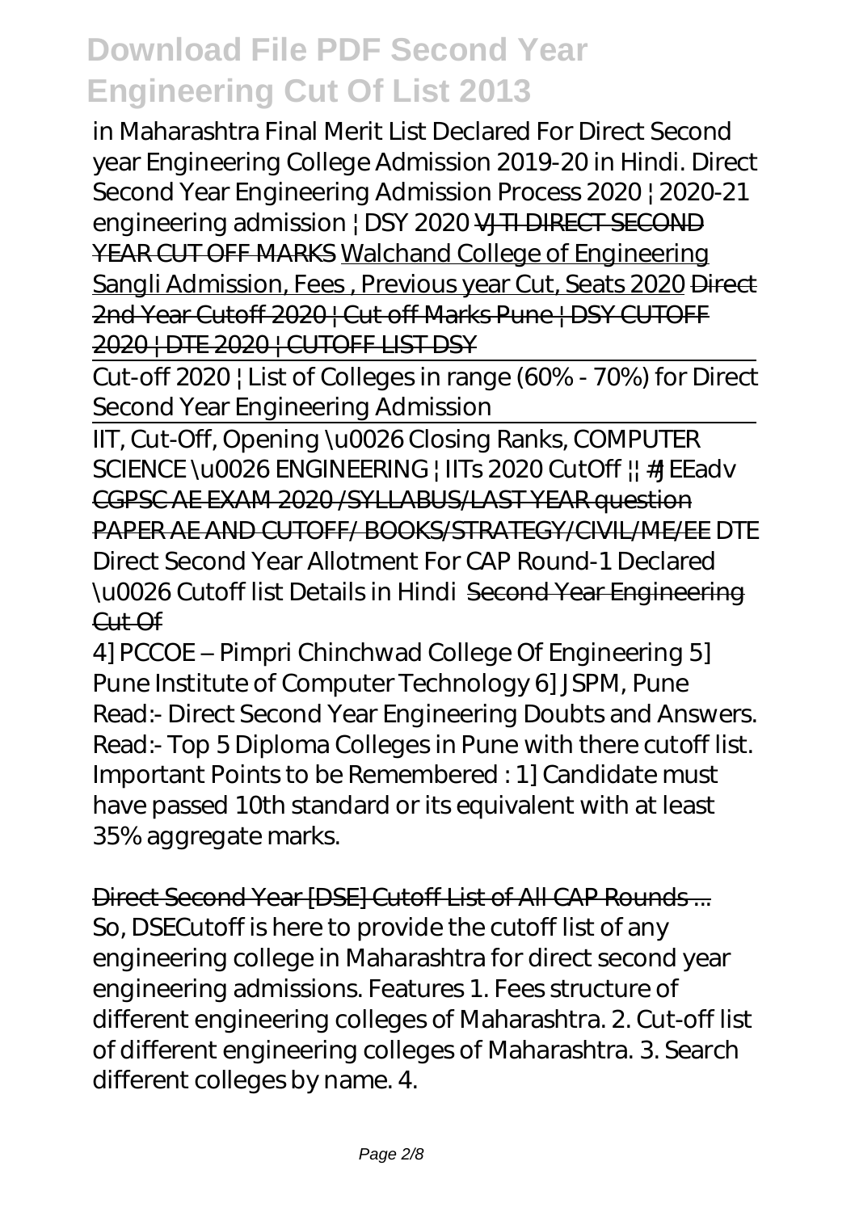in Maharashtra Final Merit List Declared For Direct Second year Engineering College Admission 2019-20 in Hindi. Direct Second Year Engineering Admission Process 2020 | 2020-21 engineering admission | DSY 2020 ~~VJTI DIRECT SECOND YEAR CUT OFF MARKS~~ Walchand College of Engineering Sangli Admission, Fees , Previous year Cut, Seats 2020 ~~Direct 2nd Year Cutoff 2020 | Cut off Marks Pune | DSY CUTOFF 2020 | DTE 2020 | CUTOFF LIST DSY~~

Cut-off 2020 | List of Colleges in range (60% - 70%) for Direct Second Year Engineering Admission

IIT, Cut-Off, Opening \u0026 Closing Ranks, COMPUTER SCIENCE \u0026 ENGINEERING | IITs 2020 CutOff || #JEEadv ~~CGPSC AE EXAM 2020 /SYLLABUS/LAST YEAR question PAPER AE AND CUTOFF/ BOOKS/STRATEGY/CIVIL/ME/EE~~ DTE Direct Second Year Allotment For CAP Round-1 Declared \u0026 Cutoff list Details in Hindi ~~Second Year Engineering Cut Of~~

4] PCCOE – Pimpri Chinchwad College Of Engineering 5] Pune Institute of Computer Technology 6] JSPM, Pune Read:- Direct Second Year Engineering Doubts and Answers. Read:- Top 5 Diploma Colleges in Pune with there cutoff list. Important Points to be Remembered : 1] Candidate must have passed 10th standard or its equivalent with at least 35% aggregate marks.

~~Direct Second Year [DSE] Cutoff List of All CAP Rounds ...~~

So, DSECutoff is here to provide the cutoff list of any engineering college in Maharashtra for direct second year engineering admissions. Features 1. Fees structure of different engineering colleges of Maharashtra. 2. Cut-off list of different engineering colleges of Maharashtra. 3. Search different colleges by name. 4.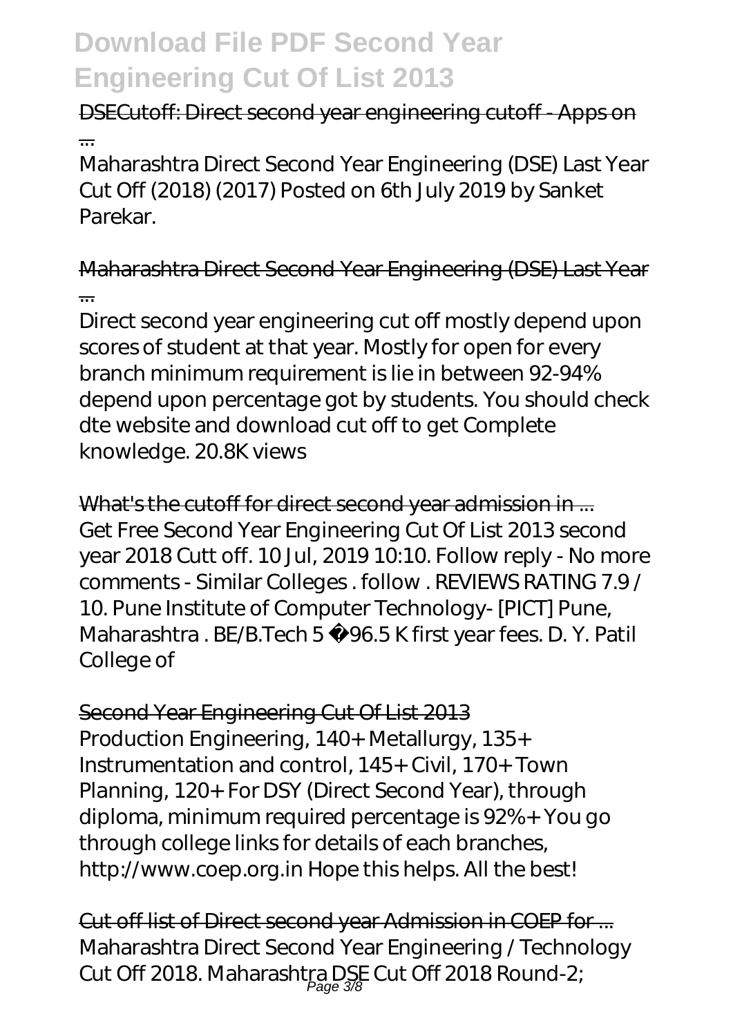DSECutoff: Direct second year engineering cutoff - Apps on ...

Maharashtra Direct Second Year Engineering (DSE) Last Year Cut Off (2018) (2017) Posted on 6th July 2019 by Sanket Parekar.

Maharashtra Direct Second Year Engineering (DSE) Last Year ...

Direct second year engineering cut off mostly depend upon scores of student at that year. Mostly for open for every branch minimum requirement is lie in between 92-94% depend upon percentage got by students. You should check dte website and download cut off to get Complete knowledge. 20.8K views

What's the cutoff for direct second year admission in ...

Get Free Second Year Engineering Cut Of List 2013 second year 2018 Cutt off. 10 Jul, 2019 10:10. Follow reply - No more comments - Similar Colleges . follow . REVIEWS RATING 7.9 / 10. Pune Institute of Computer Technology- [PICT] Pune, Maharashtra . BE/B.Tech 5 ₹96.5 K first year fees. D. Y. Patil College of

Second Year Engineering Cut Of List 2013

Production Engineering, 140+ Metallurgy, 135+ Instrumentation and control, 145+ Civil, 170+ Town Planning, 120+ For DSY (Direct Second Year), through diploma, minimum required percentage is 92%+ You go through college links for details of each branches, http://www.coep.org.in Hope this helps. All the best!

Cut off list of Direct second year Admission in COEP for ...

Maharashtra Direct Second Year Engineering / Technology Cut Off 2018. Maharashtra DSE Cut Off 2018 Round-2;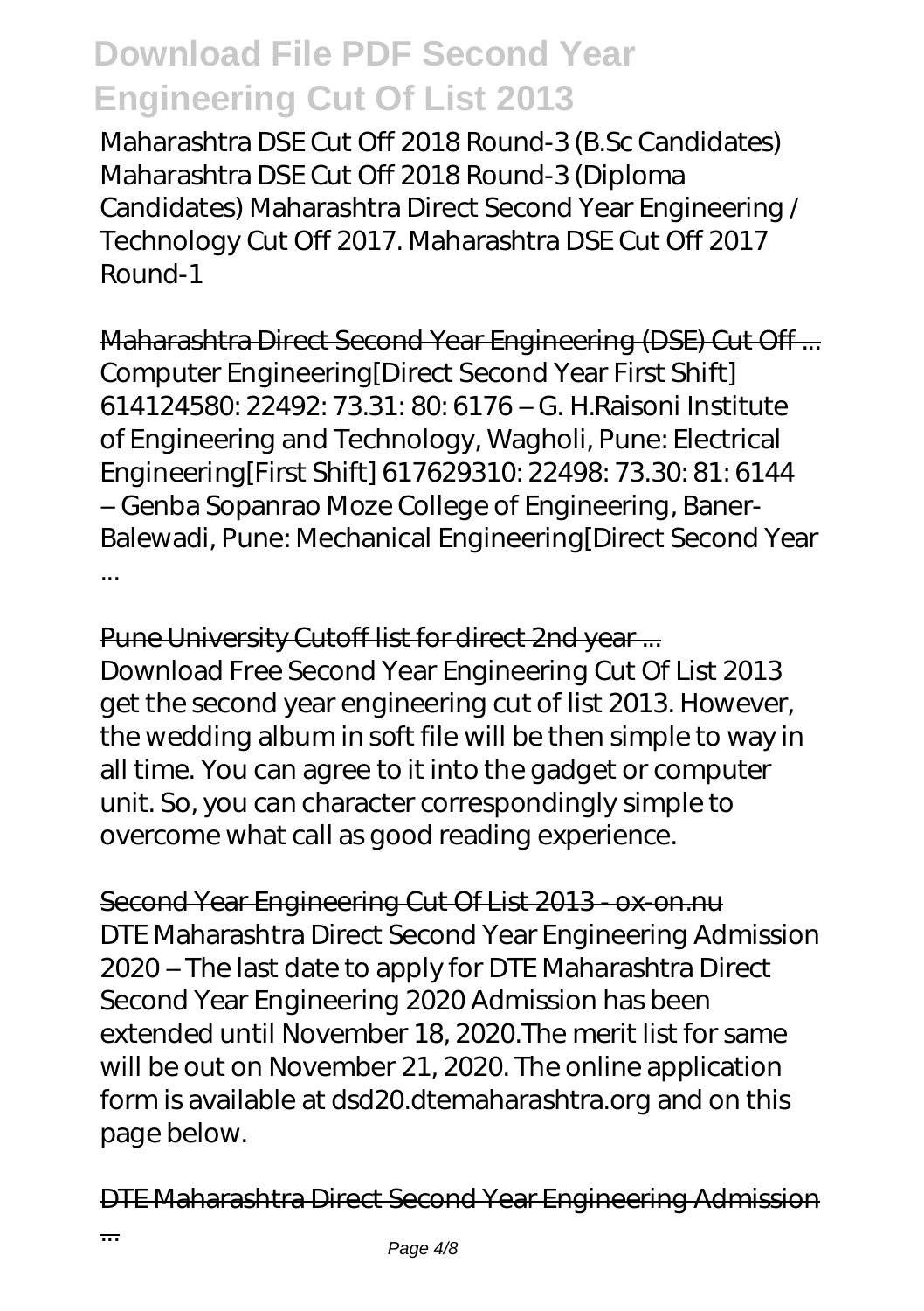Maharashtra DSE Cut Off 2018 Round-3 (B.Sc Candidates) Maharashtra DSE Cut Off 2018 Round-3 (Diploma Candidates) Maharashtra Direct Second Year Engineering / Technology Cut Off 2017. Maharashtra DSE Cut Off 2017 Round-1

Maharashtra Direct Second Year Engineering (DSE) Cut Off ...
Computer Engineering[Direct Second Year First Shift] 614124580: 22492: 73.31: 80: 6176 – G. H.Raisoni Institute of Engineering and Technology, Wagholi, Pune: Electrical Engineering[First Shift] 617629310: 22498: 73.30: 81: 6144 – Genba Sopanrao Moze College of Engineering, Baner-Balewadi, Pune: Mechanical Engineering[Direct Second Year ...

Pune University Cutoff list for direct 2nd year ...
Download Free Second Year Engineering Cut Of List 2013 get the second year engineering cut of list 2013. However, the wedding album in soft file will be then simple to way in all time. You can agree to it into the gadget or computer unit. So, you can character correspondingly simple to overcome what call as good reading experience.

Second Year Engineering Cut Of List 2013 - ox-on.nu
DTE Maharashtra Direct Second Year Engineering Admission 2020 – The last date to apply for DTE Maharashtra Direct Second Year Engineering 2020 Admission has been extended until November 18, 2020.The merit list for same will be out on November 21, 2020. The online application form is available at dsd20.dtemaharashtra.org and on this page below.

DTE Maharashtra Direct Second Year Engineering Admission ...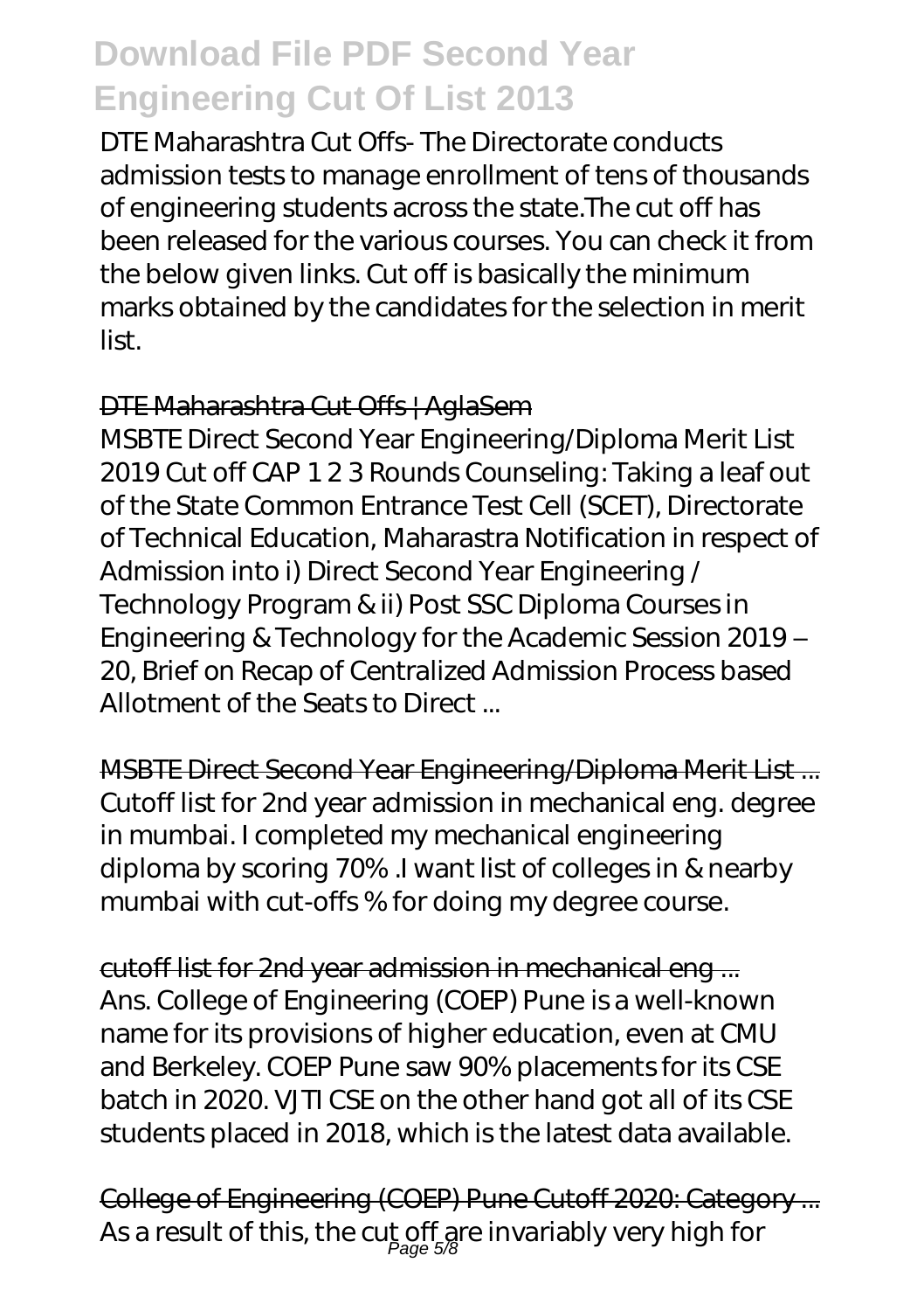DTE Maharashtra Cut Offs- The Directorate conducts admission tests to manage enrollment of tens of thousands of engineering students across the state.The cut off has been released for the various courses. You can check it from the below given links. Cut off is basically the minimum marks obtained by the candidates for the selection in merit list.

DTE Maharashtra Cut Offs | AglaSem

MSBTE Direct Second Year Engineering/Diploma Merit List 2019 Cut off CAP 1 2 3 Rounds Counseling: Taking a leaf out of the State Common Entrance Test Cell (SCET), Directorate of Technical Education, Maharastra Notification in respect of Admission into i) Direct Second Year Engineering / Technology Program & ii) Post SSC Diploma Courses in Engineering & Technology for the Academic Session 2019 – 20, Brief on Recap of Centralized Admission Process based Allotment of the Seats to Direct ...

MSBTE Direct Second Year Engineering/Diploma Merit List ...

Cutoff list for 2nd year admission in mechanical eng. degree in mumbai. I completed my mechanical engineering diploma by scoring 70% .I want list of colleges in & nearby mumbai with cut-offs % for doing my degree course.

cutoff list for 2nd year admission in mechanical eng ...

Ans. College of Engineering (COEP) Pune is a well-known name for its provisions of higher education, even at CMU and Berkeley. COEP Pune saw 90% placements for its CSE batch in 2020. VJTI CSE on the other hand got all of its CSE students placed in 2018, which is the latest data available.

College of Engineering (COEP) Pune Cutoff 2020: Category ...

As a result of this, the cut off are invariably very high for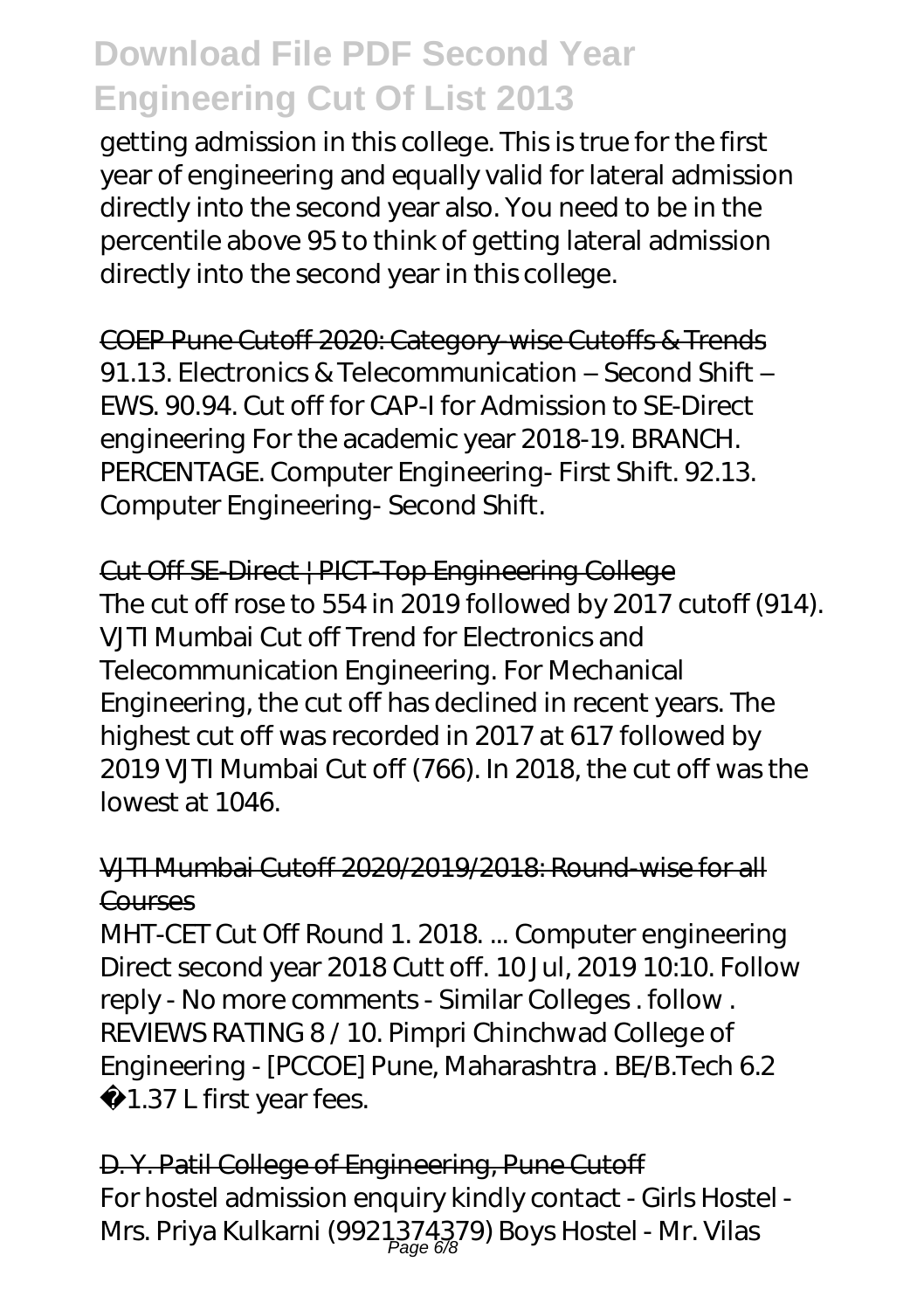getting admission in this college. This is true for the first year of engineering and equally valid for lateral admission directly into the second year also. You need to be in the percentile above 95 to think of getting lateral admission directly into the second year in this college.

## COEP Pune Cutoff 2020: Category-wise Cutoffs & Trends

91.13. Electronics & Telecommunication – Second Shift – EWS. 90.94. Cut off for CAP-I for Admission to SE-Direct engineering For the academic year 2018-19. BRANCH. PERCENTAGE. Computer Engineering- First Shift. 92.13. Computer Engineering- Second Shift.

## Cut Off SE-Direct | PICT-Top Engineering College

The cut off rose to 554 in 2019 followed by 2017 cutoff (914). VJTI Mumbai Cut off Trend for Electronics and Telecommunication Engineering. For Mechanical Engineering, the cut off has declined in recent years. The highest cut off was recorded in 2017 at 617 followed by 2019 VJTI Mumbai Cut off (766). In 2018, the cut off was the lowest at 1046.

## VJTI Mumbai Cutoff 2020/2019/2018: Round-wise for all Courses

MHT-CET Cut Off Round 1. 2018. ... Computer engineering Direct second year 2018 Cutt off. 10 Jul, 2019 10:10. Follow reply - No more comments - Similar Colleges . follow . REVIEWS RATING 8 / 10. Pimpri Chinchwad College of Engineering - [PCCOE] Pune, Maharashtra . BE/B.Tech 6.2 1.37 L first year fees.

## D. Y. Patil College of Engineering, Pune Cutoff

For hostel admission enquiry kindly contact - Girls Hostel - Mrs. Priya Kulkarni (9921374379) Boys Hostel - Mr. Vilas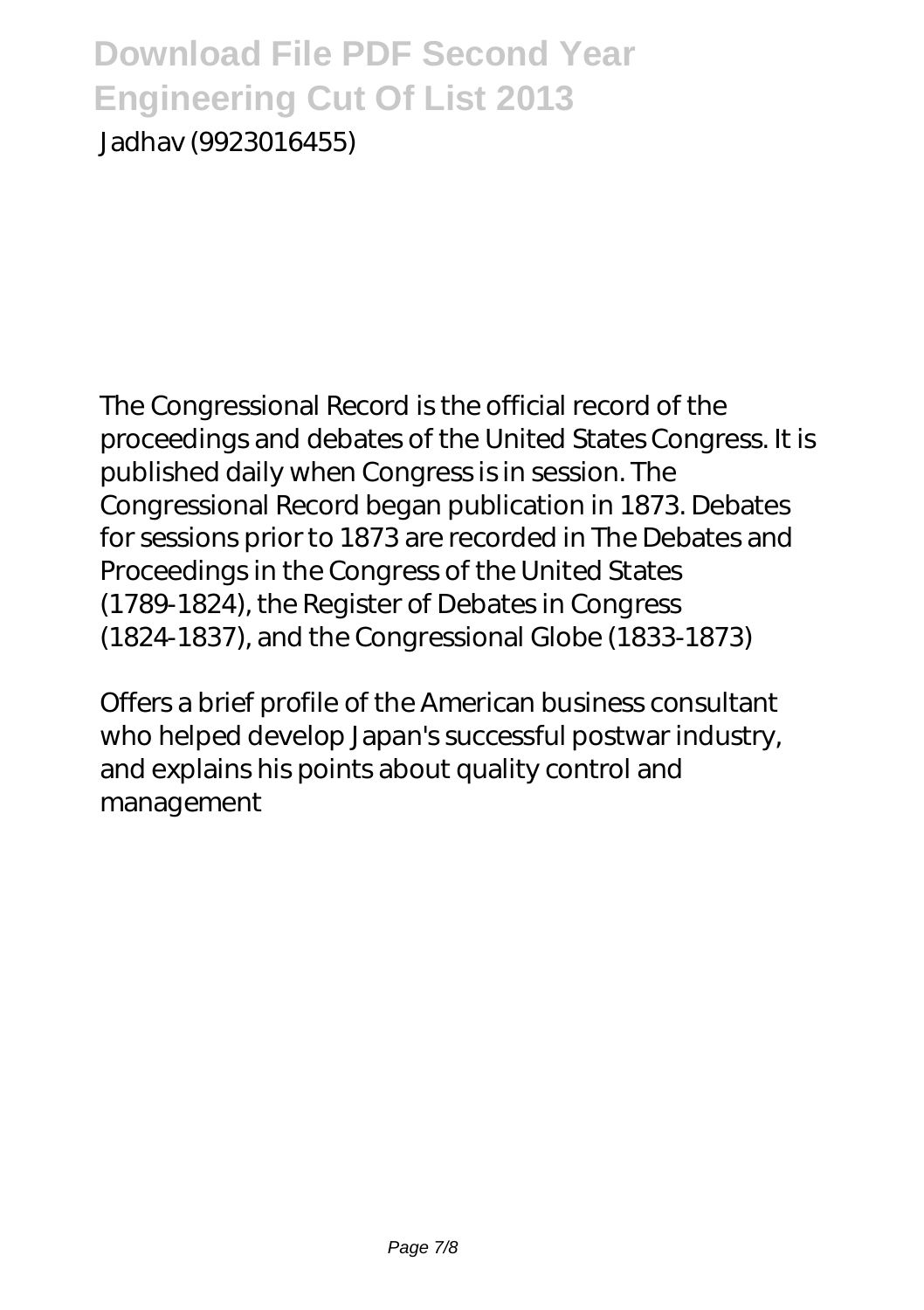Jadhav (9923016455)

The Congressional Record is the official record of the proceedings and debates of the United States Congress. It is published daily when Congress is in session. The Congressional Record began publication in 1873. Debates for sessions prior to 1873 are recorded in The Debates and Proceedings in the Congress of the United States (1789-1824), the Register of Debates in Congress (1824-1837), and the Congressional Globe (1833-1873)

Offers a brief profile of the American business consultant who helped develop Japan's successful postwar industry, and explains his points about quality control and management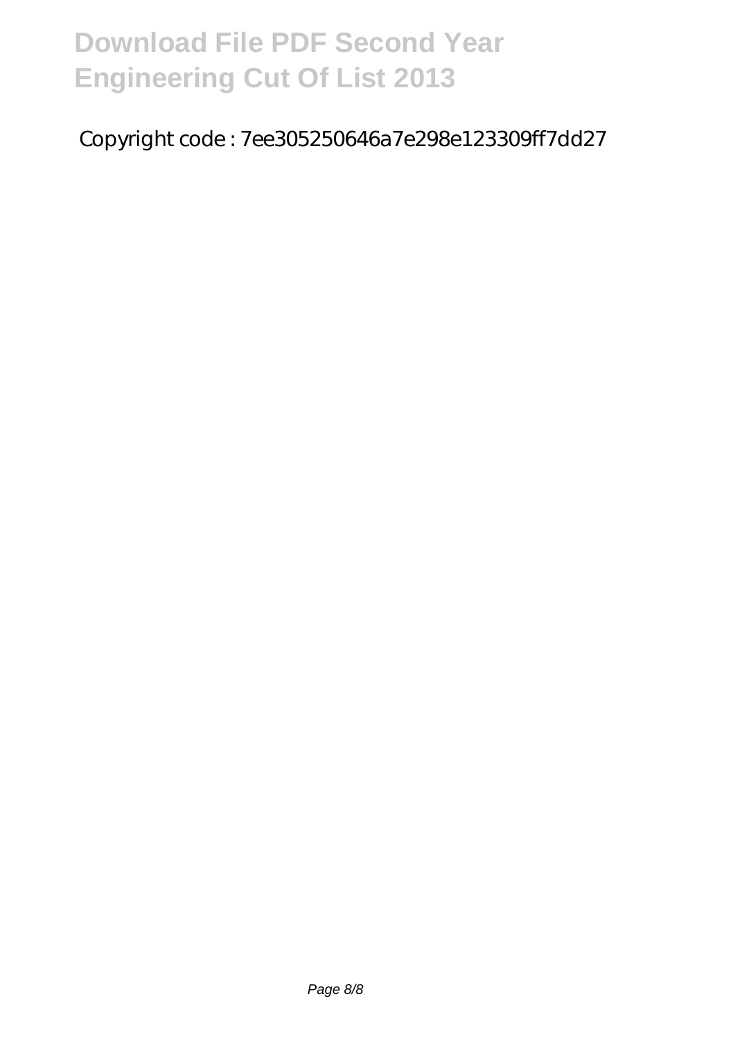Copyright code : 7ee305250646a7e298e123309ff7dd27